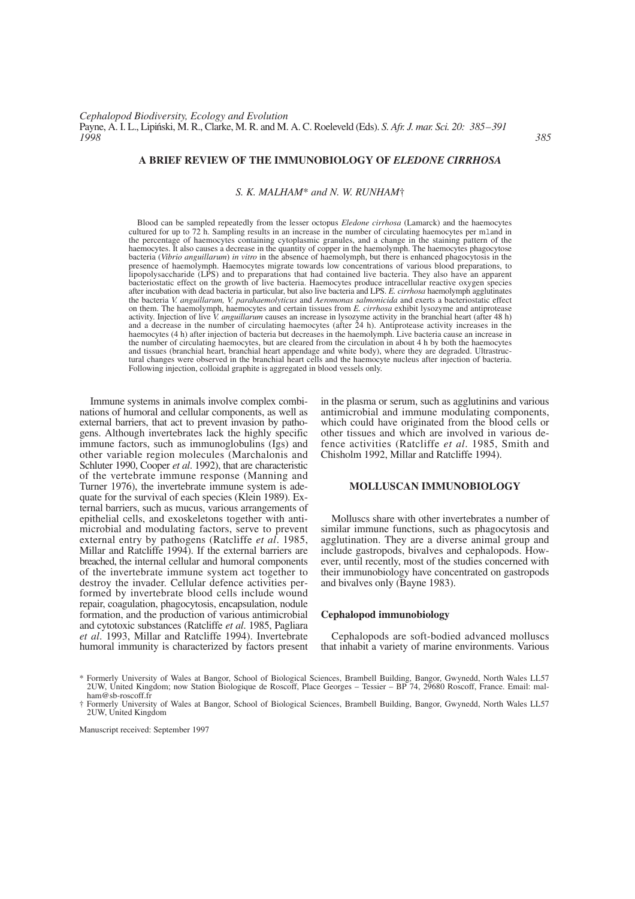*Cephalopod Biodiversity, Ecology and Evolution*
Payne, A. I. L., Lipiński, M. R., Clarke, M. R. and M. A. C. Roeleveld (Eds). *S. Afr. J. mar. Sci. 20: 385–391*
*1998*

# A BRIEF REVIEW OF THE IMMUNOBIOLOGY OF *ELEDONE CIRRHOSA*

*S. K. MALHAM\* and N. W. RUNHAM†*

Blood can be sampled repeatedly from the lesser octopus *Eledone cirrhosa* (Lamarck) and the haemocytes cultured for up to 72 h. Sampling results in an increase in the number of circulating haemocytes per mland in the percentage of haemocytes containing cytoplasmic granules, and a change in the staining pattern of the haemocytes. It also causes a decrease in the quantity of copper in the haemolymph. The haemocytes phagocytose bacteria (*Vibrio anguillarum*) *in vitro* in the absence of haemolymph, but there is enhanced phagocytosis in the presence of haemolymph. Haemocytes migrate towards low concentrations of various blood preparations, to lipopolysaccharide (LPS) and to preparations that had contained live bacteria. They also have an apparent bacteriostatic effect on the growth of live bacteria. Haemocytes produce intracellular reactive oxygen species after incubation with dead bacteria in particular, but also live bacteria and LPS. *E. cirrhosa* haemolymph agglutinates the bacteria *V. anguillarum, V. parahaemolyticus* and *Aeromonas salmonicida* and exerts a bacteriostatic effect on them. The haemolymph, haemocytes and certain tissues from *E. cirrhosa* exhibit lysozyme and antiprotease activity. Injection of live *V. anguillarum* causes an increase in lysozyme activity in the branchial heart (after 48 h) and a decrease in the number of circulating haemocytes (after 24 h). Antiprotease activity increases in the haemocytes (4 h) after injection of bacteria but decreases in the haemolymph. Live bacteria cause an increase in the number of circulating haemocytes, but are cleared from the circulation in about 4 h by both the haemocytes and tissues (branchial heart, branchial heart appendage and white body), where they are degraded. Ultrastructural changes were observed in the branchial heart cells and the haemocyte nucleus after injection of bacteria. Following injection, colloidal graphite is aggregated in blood vessels only.

Immune systems in animals involve complex combinations of humoral and cellular components, as well as external barriers, that act to prevent invasion by pathogens. Although invertebrates lack the highly specific immune factors, such as immunoglobulins (Igs) and other variable region molecules (Marchalonis and Schluter 1990, Cooper *et al*. 1992), that are characteristic of the vertebrate immune response (Manning and Turner 1976), the invertebrate immune system is adequate for the survival of each species (Klein 1989). External barriers, such as mucus, various arrangements of epithelial cells, and exoskeletons together with antimicrobial and modulating factors, serve to prevent external entry by pathogens (Ratcliffe *et al*. 1985, Millar and Ratcliffe 1994). If the external barriers are breached, the internal cellular and humoral components of the invertebrate immune system act together to destroy the invader. Cellular defence activities performed by invertebrate blood cells include wound repair, coagulation, phagocytosis, encapsulation, nodule formation, and the production of various antimicrobial and cytotoxic substances (Ratcliffe *et al*. 1985, Pagliara *et al*. 1993, Millar and Ratcliffe 1994). Invertebrate humoral immunity is characterized by factors present in the plasma or serum, such as agglutinins and various antimicrobial and immune modulating components, which could have originated from the blood cells or other tissues and which are involved in various defence activities (Ratcliffe *et al*. 1985, Smith and Chisholm 1992, Millar and Ratcliffe 1994).

## MOLLUSCAN IMMUNOBIOLOGY

Molluscs share with other invertebrates a number of similar immune functions, such as phagocytosis and agglutination. They are a diverse animal group and include gastropods, bivalves and cephalopods. However, until recently, most of the studies concerned with their immunobiology have concentrated on gastropods and bivalves only (Bayne 1983).

### Cephalopod immunobiology

Cephalopods are soft-bodied advanced molluscs that inhabit a variety of marine environments. Various

\* Formerly University of Wales at Bangor, School of Biological Sciences, Brambell Building, Bangor, Gwynedd, North Wales LL57 2UW, United Kingdom; now Station Biologique de Roscoff, Place Georges – Tessier – BP 74, 29680 Roscoff, France. Email: malham@sb-roscoff.fr

† Formerly University of Wales at Bangor, School of Biological Sciences, Brambell Building, Bangor, Gwynedd, North Wales LL57 2UW, United Kingdom

Manuscript received: September 1997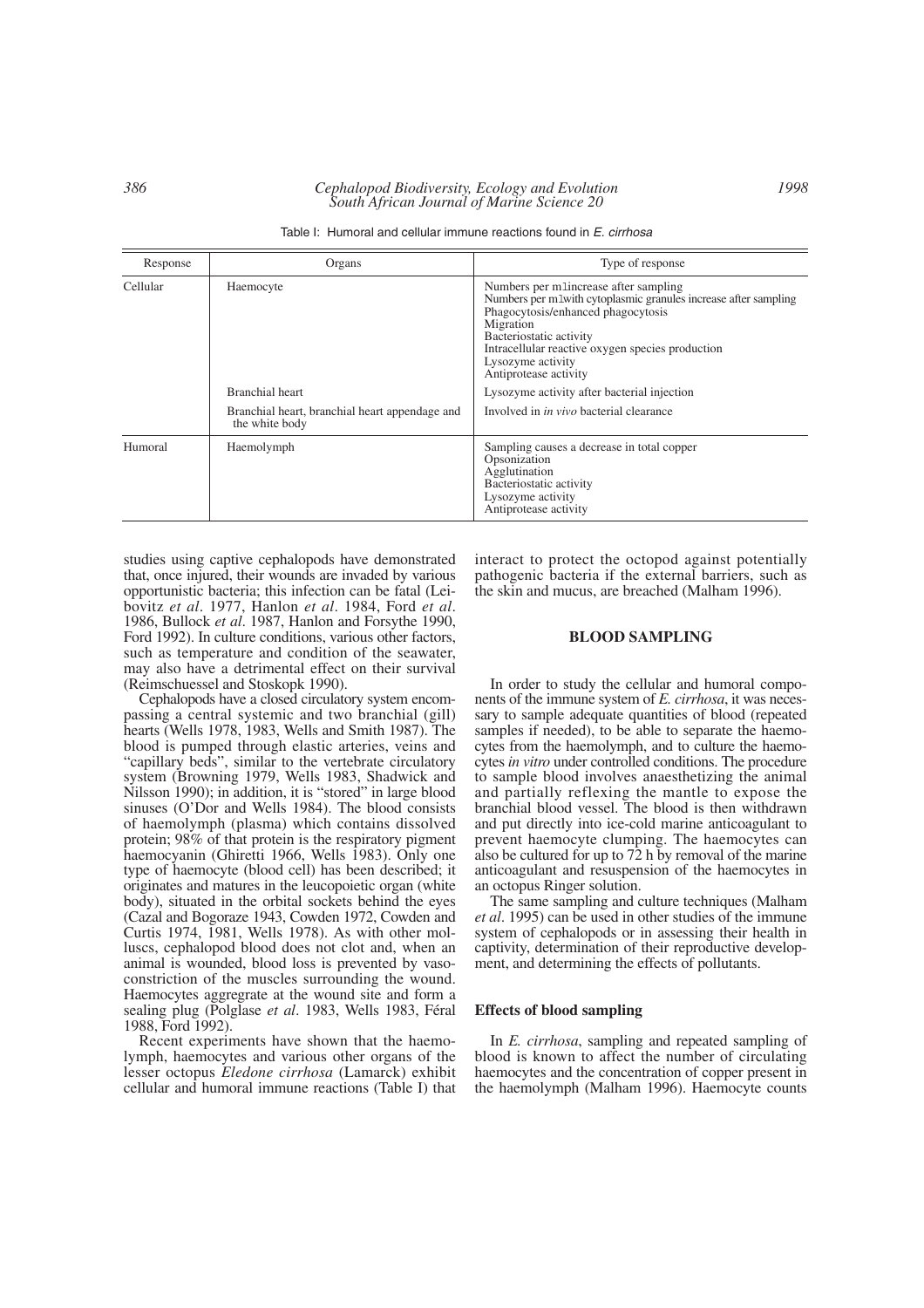Table I: Humoral and cellular immune reactions found in *E. cirrhosa*

| Response | Organs | Type of response |
|---|---|---|
| Cellular | Haemocyte | Numbers per ml increase after sampling<br>Numbers per ml with cytoplasmic granules increase after sampling<br>Phagocytosis/enhanced phagocytosis<br>Migration<br>Bacteriostatic activity<br>Intracellular reactive oxygen species production<br>Lysozyme activity<br>Antiprotease activity |
| | Branchial heart | Lysozyme activity after bacterial injection |
| | Branchial heart, branchial heart appendage and the white body | Involved in *in vivo* bacterial clearance |
| Humoral | Haemolymph | Sampling causes a decrease in total copper<br>Opsonization<br>Agglutination<br>Bacteriostatic activity<br>Lysozyme activity<br>Antiprotease activity |

studies using captive cephalopods have demonstrated that, once injured, their wounds are invaded by various opportunistic bacteria; this infection can be fatal (Leibovitz *et al*. 1977, Hanlon *et al*. 1984, Ford *et al*. 1986, Bullock *et al*. 1987, Hanlon and Forsythe 1990, Ford 1992). In culture conditions, various other factors, such as temperature and condition of the seawater, may also have a detrimental effect on their survival (Reimschuessel and Stoskopk 1990).

Cephalopods have a closed circulatory system encompassing a central systemic and two branchial (gill) hearts (Wells 1978, 1983, Wells and Smith 1987). The blood is pumped through elastic arteries, veins and "capillary beds", similar to the vertebrate circulatory system (Browning 1979, Wells 1983, Shadwick and Nilsson 1990); in addition, it is "stored" in large blood sinuses (O'Dor and Wells 1984). The blood consists of haemolymph (plasma) which contains dissolved protein; 98% of that protein is the respiratory pigment haemocyanin (Ghiretti 1966, Wells 1983). Only one type of haemocyte (blood cell) has been described; it originates and matures in the leucopoietic organ (white body), situated in the orbital sockets behind the eyes (Cazal and Bogoraze 1943, Cowden 1972, Cowden and Curtis 1974, 1981, Wells 1978). As with other molluscs, cephalopod blood does not clot and, when an animal is wounded, blood loss is prevented by vasoconstriction of the muscles surrounding the wound. Haemocytes aggregrate at the wound site and form a sealing plug (Polglase *et al*. 1983, Wells 1983, Féral 1988, Ford 1992).

Recent experiments have shown that the haemolymph, haemocytes and various other organs of the lesser octopus *Eledone cirrhosa* (Lamarck) exhibit cellular and humoral immune reactions (Table I) that interact to protect the octopod against potentially pathogenic bacteria if the external barriers, such as the skin and mucus, are breached (Malham 1996).

## BLOOD SAMPLING

In order to study the cellular and humoral components of the immune system of *E. cirrhosa*, it was necessary to sample adequate quantities of blood (repeated samples if needed), to be able to separate the haemocytes from the haemolymph, and to culture the haemocytes *in vitro* under controlled conditions. The procedure to sample blood involves anaesthetizing the animal and partially reflexing the mantle to expose the branchial blood vessel. The blood is then withdrawn and put directly into ice-cold marine anticoagulant to prevent haemocyte clumping. The haemocytes can also be cultured for up to 72 h by removal of the marine anticoagulant and resuspension of the haemocytes in an octopus Ringer solution.

The same sampling and culture techniques (Malham *et al*. 1995) can be used in other studies of the immune system of cephalopods or in assessing their health in captivity, determination of their reproductive development, and determining the effects of pollutants.

### Effects of blood sampling

In *E. cirrhosa*, sampling and repeated sampling of blood is known to affect the number of circulating haemocytes and the concentration of copper present in the haemolymph (Malham 1996). Haemocyte counts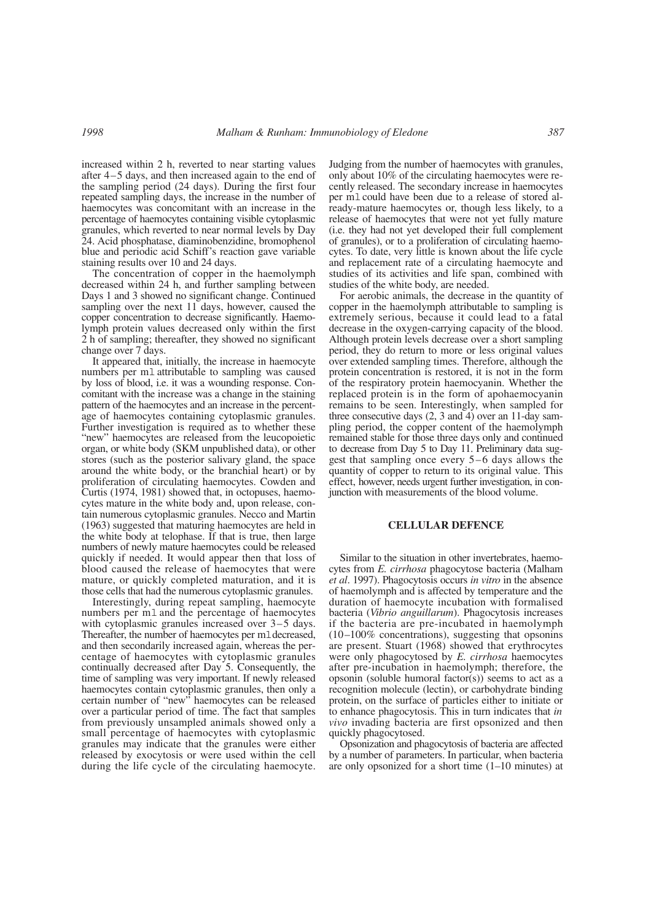increased within 2 h, reverted to near starting values after 4–5 days, and then increased again to the end of the sampling period (24 days). During the first four repeated sampling days, the increase in the number of haemocytes was concomitant with an increase in the percentage of haemocytes containing visible cytoplasmic granules, which reverted to near normal levels by Day 24. Acid phosphatase, diaminobenzidine, bromophenol blue and periodic acid Schiff's reaction gave variable staining results over 10 and 24 days.

The concentration of copper in the haemolymph decreased within 24 h, and further sampling between Days 1 and 3 showed no significant change. Continued sampling over the next 11 days, however, caused the copper concentration to decrease significantly. Haemolymph protein values decreased only within the first 2 h of sampling; thereafter, they showed no significant change over 7 days.

It appeared that, initially, the increase in haemocyte numbers per ml attributable to sampling was caused by loss of blood, i.e. it was a wounding response. Concomitant with the increase was a change in the staining pattern of the haemocytes and an increase in the percentage of haemocytes containing cytoplasmic granules. Further investigation is required as to whether these "new" haemocytes are released from the leucopoietic organ, or white body (SKM unpublished data), or other stores (such as the posterior salivary gland, the space around the white body, or the branchial heart) or by proliferation of circulating haemocytes. Cowden and Curtis (1974, 1981) showed that, in octopuses, haemocytes mature in the white body and, upon release, contain numerous cytoplasmic granules. Necco and Martin (1963) suggested that maturing haemocytes are held in the white body at telophase. If that is true, then large numbers of newly mature haemocytes could be released quickly if needed. It would appear then that loss of blood caused the release of haemocytes that were mature, or quickly completed maturation, and it is those cells that had the numerous cytoplasmic granules.

Interestingly, during repeat sampling, haemocyte numbers per ml and the percentage of haemocytes with cytoplasmic granules increased over 3–5 days. Thereafter, the number of haemocytes per ml decreased, and then secondarily increased again, whereas the percentage of haemocytes with cytoplasmic granules continually decreased after Day 5. Consequently, the time of sampling was very important. If newly released haemocytes contain cytoplasmic granules, then only a certain number of "new" haemocytes can be released over a particular period of time. The fact that samples from previously unsampled animals showed only a small percentage of haemocytes with cytoplasmic granules may indicate that the granules were either released by exocytosis or were used within the cell during the life cycle of the circulating haemocyte. Judging from the number of haemocytes with granules, only about 10% of the circulating haemocytes were recently released. The secondary increase in haemocytes per ml could have been due to a release of stored already-mature haemocytes or, though less likely, to a release of haemocytes that were not yet fully mature (i.e. they had not yet developed their full complement of granules), or to a proliferation of circulating haemocytes. To date, very little is known about the life cycle and replacement rate of a circulating haemocyte and studies of its activities and life span, combined with studies of the white body, are needed.

For aerobic animals, the decrease in the quantity of copper in the haemolymph attributable to sampling is extremely serious, because it could lead to a fatal decrease in the oxygen-carrying capacity of the blood. Although protein levels decrease over a short sampling period, they do return to more or less original values over extended sampling times. Therefore, although the protein concentration is restored, it is not in the form of the respiratory protein haemocyanin. Whether the replaced protein is in the form of apohaemocyanin remains to be seen. Interestingly, when sampled for three consecutive days (2, 3 and 4) over an 11-day sampling period, the copper content of the haemolymph remained stable for those three days only and continued to decrease from Day 5 to Day 11. Preliminary data suggest that sampling once every 5–6 days allows the quantity of copper to return to its original value. This effect, however, needs urgent further investigation, in conjunction with measurements of the blood volume.

## CELLULAR DEFENCE

Similar to the situation in other invertebrates, haemocytes from *E. cirrhosa* phagocytose bacteria (Malham *et al*. 1997). Phagocytosis occurs *in vitro* in the absence of haemolymph and is affected by temperature and the duration of haemocyte incubation with formalised bacteria (*Vibrio anguillarum*). Phagocytosis increases if the bacteria are pre-incubated in haemolymph (10–100% concentrations), suggesting that opsonins are present. Stuart (1968) showed that erythrocytes were only phagocytosed by *E. cirrhosa* haemocytes after pre-incubation in haemolymph; therefore, the opsonin (soluble humoral factor(s)) seems to act as a recognition molecule (lectin), or carbohydrate binding protein, on the surface of particles either to initiate or to enhance phagocytosis. This in turn indicates that *in vivo* invading bacteria are first opsonized and then quickly phagocytosed.

Opsonization and phagocytosis of bacteria are affected by a number of parameters. In particular, when bacteria are only opsonized for a short time (1–10 minutes) at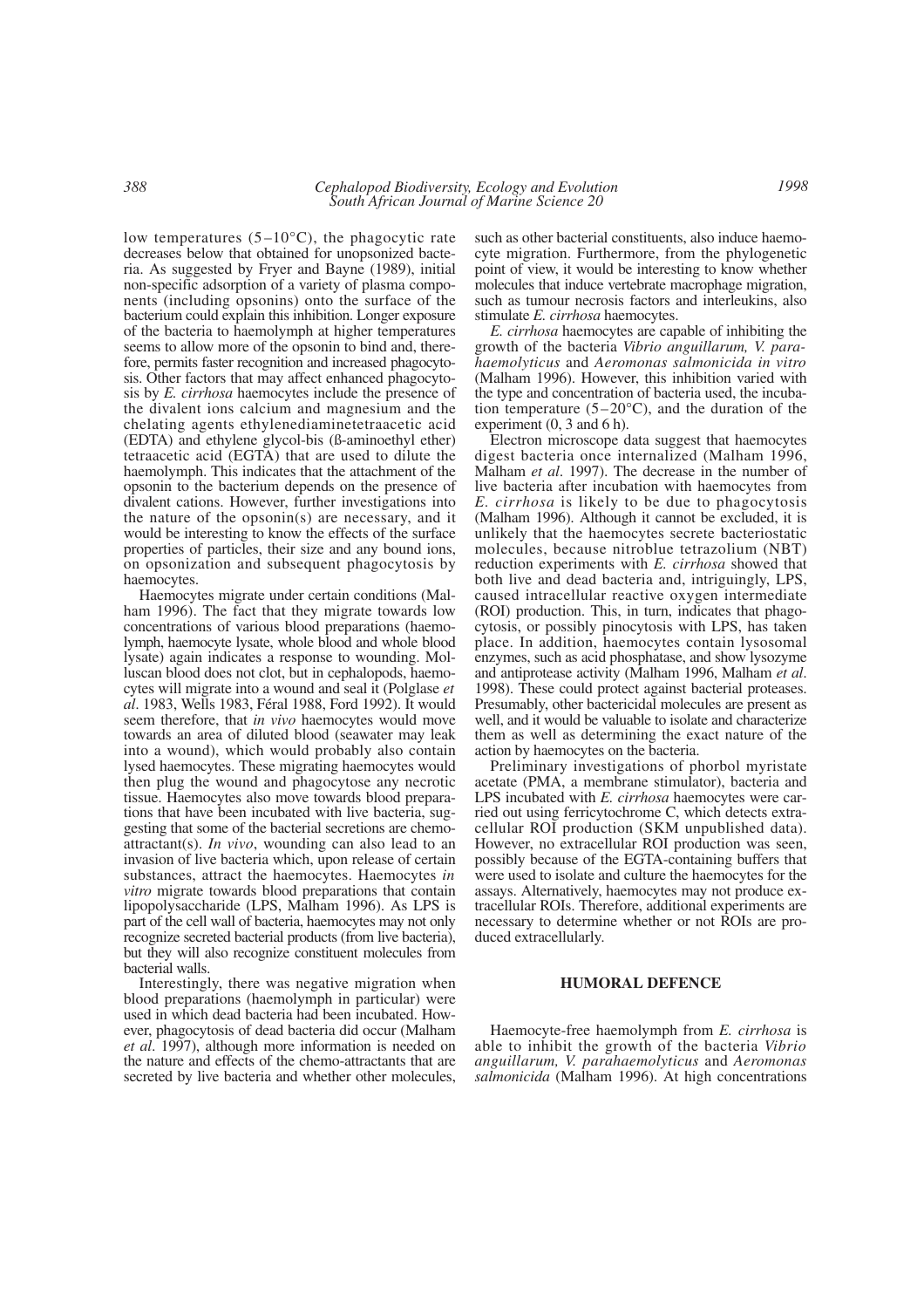low temperatures (5–10°C), the phagocytic rate decreases below that obtained for unopsonized bacteria. As suggested by Fryer and Bayne (1989), initial non-specific adsorption of a variety of plasma components (including opsonins) onto the surface of the bacterium could explain this inhibition. Longer exposure of the bacteria to haemolymph at higher temperatures seems to allow more of the opsonin to bind and, therefore, permits faster recognition and increased phagocytosis. Other factors that may affect enhanced phagocytosis by *E. cirrhosa* haemocytes include the presence of the divalent ions calcium and magnesium and the chelating agents ethylenediaminetetraacetic acid (EDTA) and ethylene glycol-bis (ß-aminoethyl ether) tetraacetic acid (EGTA) that are used to dilute the haemolymph. This indicates that the attachment of the opsonin to the bacterium depends on the presence of divalent cations. However, further investigations into the nature of the opsonin(s) are necessary, and it would be interesting to know the effects of the surface properties of particles, their size and any bound ions, on opsonization and subsequent phagocytosis by haemocytes.

Haemocytes migrate under certain conditions (Malham 1996). The fact that they migrate towards low concentrations of various blood preparations (haemolymph, haemocyte lysate, whole blood and whole blood lysate) again indicates a response to wounding. Molluscan blood does not clot, but in cephalopods, haemocytes will migrate into a wound and seal it (Polglase *et al*. 1983, Wells 1983, Féral 1988, Ford 1992). It would seem therefore, that *in vivo* haemocytes would move towards an area of diluted blood (seawater may leak into a wound), which would probably also contain lysed haemocytes. These migrating haemocytes would then plug the wound and phagocytose any necrotic tissue. Haemocytes also move towards blood preparations that have been incubated with live bacteria, suggesting that some of the bacterial secretions are chemo-attractant(s). *In vivo*, wounding can also lead to an invasion of live bacteria which, upon release of certain substances, attract the haemocytes. Haemocytes *in vitro* migrate towards blood preparations that contain lipopolysaccharide (LPS, Malham 1996). As LPS is part of the cell wall of bacteria, haemocytes may not only recognize secreted bacterial products (from live bacteria), but they will also recognize constituent molecules from bacterial walls.

Interestingly, there was negative migration when blood preparations (haemolymph in particular) were used in which dead bacteria had been incubated. However, phagocytosis of dead bacteria did occur (Malham *et al*. 1997), although more information is needed on the nature and effects of the chemo-attractants that are secreted by live bacteria and whether other molecules, such as other bacterial constituents, also induce haemocyte migration. Furthermore, from the phylogenetic point of view, it would be interesting to know whether molecules that induce vertebrate macrophage migration, such as tumour necrosis factors and interleukins, also stimulate *E. cirrhosa* haemocytes.

*E. cirrhosa* haemocytes are capable of inhibiting the growth of the bacteria *Vibrio anguillarum, V. parahaemolyticus* and *Aeromonas salmonicida in vitro* (Malham 1996). However, this inhibition varied with the type and concentration of bacteria used, the incubation temperature (5–20°C), and the duration of the experiment (0, 3 and 6 h).

Electron microscope data suggest that haemocytes digest bacteria once internalized (Malham 1996, Malham *et al*. 1997). The decrease in the number of live bacteria after incubation with haemocytes from *E. cirrhosa* is likely to be due to phagocytosis (Malham 1996). Although it cannot be excluded, it is unlikely that the haemocytes secrete bacteriostatic molecules, because nitroblue tetrazolium (NBT) reduction experiments with *E. cirrhosa* showed that both live and dead bacteria and, intriguingly, LPS, caused intracellular reactive oxygen intermediate (ROI) production. This, in turn, indicates that phagocytosis, or possibly pinocytosis with LPS, has taken place. In addition, haemocytes contain lysosomal enzymes, such as acid phosphatase, and show lysozyme and antiprotease activity (Malham 1996, Malham *et al*. 1998). These could protect against bacterial proteases. Presumably, other bactericidal molecules are present as well, and it would be valuable to isolate and characterize them as well as determining the exact nature of the action by haemocytes on the bacteria.

Preliminary investigations of phorbol myristate acetate (PMA, a membrane stimulator), bacteria and LPS incubated with *E. cirrhosa* haemocytes were carried out using ferricytochrome C, which detects extracellular ROI production (SKM unpublished data). However, no extracellular ROI production was seen, possibly because of the EGTA-containing buffers that were used to isolate and culture the haemocytes for the assays. Alternatively, haemocytes may not produce extracellular ROIs. Therefore, additional experiments are necessary to determine whether or not ROIs are produced extracellularly.

## HUMORAL DEFENCE

Haemocyte-free haemolymph from *E. cirrhosa* is able to inhibit the growth of the bacteria *Vibrio anguillarum, V. parahaemolyticus* and *Aeromonas salmonicida* (Malham 1996). At high concentrations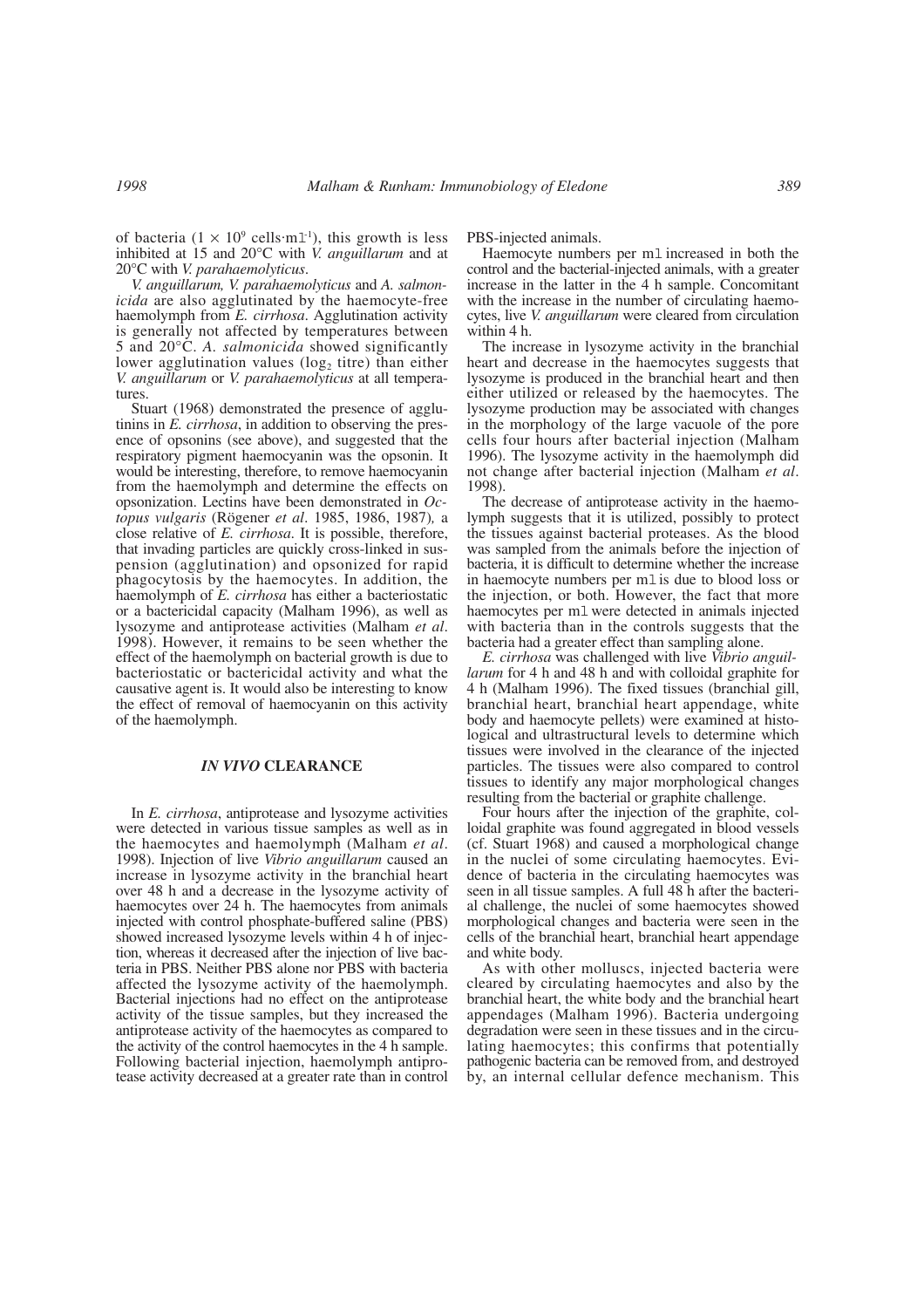of bacteria ($1 \times 10^9$ cells·ml$^{-1}$), this growth is less inhibited at 15 and 20°C with *V. anguillarum* and at 20°C with *V. parahaemolyticus*.

*V. anguillarum, V. parahaemolyticus* and *A. salmonicida* are also agglutinated by the haemocyte-free haemolymph from *E. cirrhosa*. Agglutination activity is generally not affected by temperatures between 5 and 20°C. *A. salmonicida* showed significantly lower agglutination values ($\log_2$ titre) than either *V. anguillarum* or *V. parahaemolyticus* at all temperatures.

Stuart (1968) demonstrated the presence of agglutinins in *E. cirrhosa*, in addition to observing the presence of opsonins (see above), and suggested that the respiratory pigment haemocyanin was the opsonin. It would be interesting, therefore, to remove haemocyanin from the haemolymph and determine the effects on opsonization. Lectins have been demonstrated in *Octopus vulgaris* (Rögener *et al*. 1985, 1986, 1987), a close relative of *E. cirrhosa*. It is possible, therefore, that invading particles are quickly cross-linked in suspension (agglutination) and opsonized for rapid phagocytosis by the haemocytes. In addition, the haemolymph of *E. cirrhosa* has either a bacteriostatic or a bactericidal capacity (Malham 1996), as well as lysozyme and antiprotease activities (Malham *et al*. 1998). However, it remains to be seen whether the effect of the haemolymph on bacterial growth is due to bacteriostatic or bactericidal activity and what the causative agent is. It would also be interesting to know the effect of removal of haemocyanin on this activity of the haemolymph.

## *IN VIVO* CLEARANCE

In *E. cirrhosa*, antiprotease and lysozyme activities were detected in various tissue samples as well as in the haemocytes and haemolymph (Malham *et al*. 1998). Injection of live *Vibrio anguillarum* caused an increase in lysozyme activity in the branchial heart over 48 h and a decrease in the lysozyme activity of haemocytes over 24 h. The haemocytes from animals injected with control phosphate-buffered saline (PBS) showed increased lysozyme levels within 4 h of injection, whereas it decreased after the injection of live bacteria in PBS. Neither PBS alone nor PBS with bacteria affected the lysozyme activity of the haemolymph. Bacterial injections had no effect on the antiprotease activity of the tissue samples, but they increased the antiprotease activity of the haemocytes as compared to the activity of the control haemocytes in the 4 h sample. Following bacterial injection, haemolymph antiprotease activity decreased at a greater rate than in control PBS-injected animals.

Haemocyte numbers per ml increased in both the control and the bacterial-injected animals, with a greater increase in the latter in the 4 h sample. Concomitant with the increase in the number of circulating haemocytes, live *V. anguillarum* were cleared from circulation within 4 h.

The increase in lysozyme activity in the branchial heart and decrease in the haemocytes suggests that lysozyme is produced in the branchial heart and then either utilized or released by the haemocytes. The lysozyme production may be associated with changes in the morphology of the large vacuole of the pore cells four hours after bacterial injection (Malham 1996). The lysozyme activity in the haemolymph did not change after bacterial injection (Malham *et al*. 1998).

The decrease of antiprotease activity in the haemolymph suggests that it is utilized, possibly to protect the tissues against bacterial proteases. As the blood was sampled from the animals before the injection of bacteria, it is difficult to determine whether the increase in haemocyte numbers per ml is due to blood loss or the injection, or both. However, the fact that more haemocytes per ml were detected in animals injected with bacteria than in the controls suggests that the bacteria had a greater effect than sampling alone.

*E. cirrhosa* was challenged with live *Vibrio anguillarum* for 4 h and 48 h and with colloidal graphite for 4 h (Malham 1996). The fixed tissues (branchial gill, branchial heart, branchial heart appendage, white body and haemocyte pellets) were examined at histological and ultrastructural levels to determine which tissues were involved in the clearance of the injected particles. The tissues were also compared to control tissues to identify any major morphological changes resulting from the bacterial or graphite challenge.

Four hours after the injection of the graphite, colloidal graphite was found aggregated in blood vessels (cf. Stuart 1968) and caused a morphological change in the nuclei of some circulating haemocytes. Evidence of bacteria in the circulating haemocytes was seen in all tissue samples. A full 48 h after the bacterial challenge, the nuclei of some haemocytes showed morphological changes and bacteria were seen in the cells of the branchial heart, branchial heart appendage and white body.

As with other molluscs, injected bacteria were cleared by circulating haemocytes and also by the branchial heart, the white body and the branchial heart appendages (Malham 1996). Bacteria undergoing degradation were seen in these tissues and in the circulating haemocytes; this confirms that potentially pathogenic bacteria can be removed from, and destroyed by, an internal cellular defence mechanism. This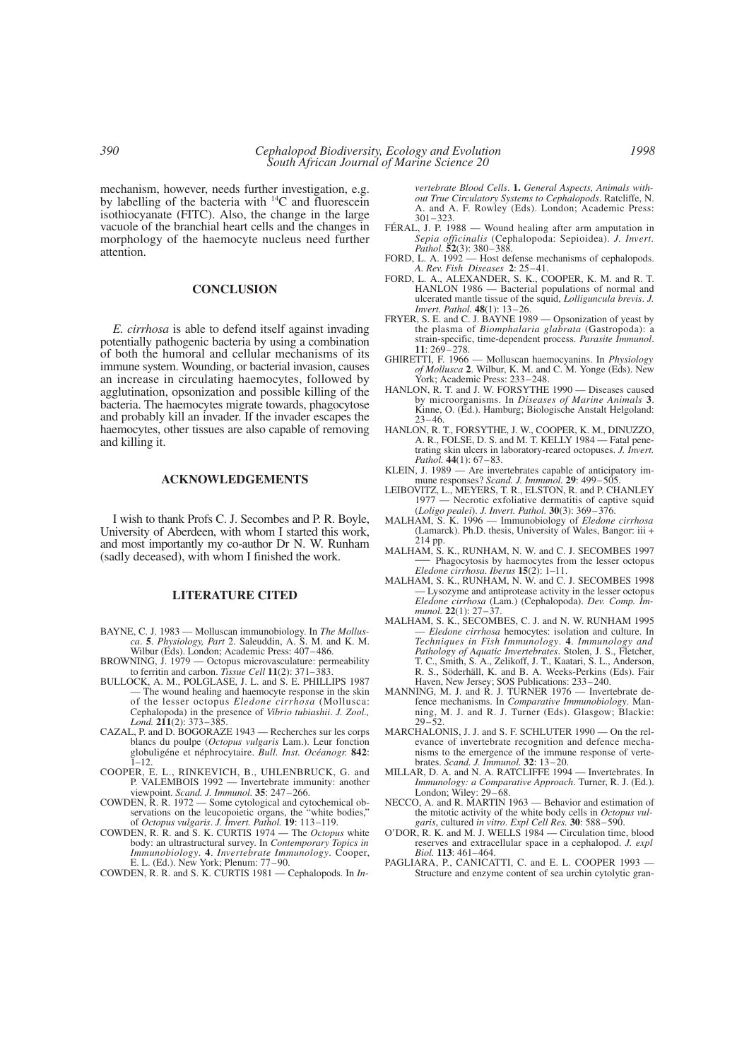mechanism, however, needs further investigation, e.g. by labelling of the bacteria with $^{14}C$ and fluorescein isothiocyanate (FITC). Also, the change in the large vacuole of the branchial heart cells and the changes in morphology of the haemocyte nucleus need further attention.

## CONCLUSION

*E. cirrhosa* is able to defend itself against invading potentially pathogenic bacteria by using a combination of both the humoral and cellular mechanisms of its immune system. Wounding, or bacterial invasion, causes an increase in circulating haemocytes, followed by agglutination, opsonization and possible killing of the bacteria. The haemocytes migrate towards, phagocytose and probably kill an invader. If the invader escapes the haemocytes, other tissues are also capable of removing and killing it.

## ACKNOWLEDGEMENTS

I wish to thank Profs C. J. Secombes and P. R. Boyle, University of Aberdeen, with whom I started this work, and most importantly my co-author Dr N. W. Runham (sadly deceased), with whom I finished the work.

## LITERATURE CITED

BAYNE, C. J. 1983 — Molluscan immunobiology. In *The Mollusca*. **5**. *Physiology, Part* 2. Saleuddin, A. S. M. and K. M. Wilbur (Eds). London; Academic Press: 407–486.

BROWNING, J. 1979 — Octopus microvasculature: permeability to ferritin and carbon. *Tissue Cell* **11**(2): 371–383.

BULLOCK, A. M., POLGLASE, J. L. and S. E. PHILLIPS 1987 — The wound healing and haemocyte response in the skin of the lesser octopus *Eledone cirrhosa* (Mollusca: Cephalopoda) in the presence of *Vibrio tubiashii*. *J. Zool., Lond.* **211**(2): 373–385.

CAZAL, P. and D. BOGORAZE 1943 — Recherches sur les corps blancs du poulpe (*Octopus vulgaris* Lam.). Leur fonction globuligéne et néphrocytaire. *Bull. Inst. Océanogr.* **842**: 1–12.

COOPER, E. L., RINKEVICH, B., UHLENBRUCK, G. and P. VALEMBOIS 1992 — Invertebrate immunity: another viewpoint. *Scand. J. Immunol.* **35**: 247–266.

COWDEN, R. R. 1972 — Some cytological and cytochemical observations on the leucopoietic organs, the "white bodies," of *Octopus vulgaris*. *J. Invert. Pathol.* **19**: 113–119.

COWDEN, R. R. and S. K. CURTIS 1974 — The *Octopus* white body: an ultrastructural survey. In *Contemporary Topics in Immunobiology*. **4**. *Invertebrate Immunology*. Cooper, E. L. (Ed.). New York; Plenum: 77–90.

COWDEN, R. R. and S. K. CURTIS 1981 — Cephalopods. In *Invertebrate Blood Cells*. **1.** *General Aspects, Animals without True Circulatory Systems to Cephalopods*. Ratcliffe, N. A. and A. F. Rowley (Eds). London; Academic Press: 301–323.

FÉRAL, J. P. 1988 — Wound healing after arm amputation in *Sepia officinalis* (Cephalopoda: Sepioidea). *J. Invert. Pathol.* **52**(3): 380–388.

FORD, L. A. 1992 — Host defense mechanisms of cephalopods. *A. Rev. Fish Diseases* **2**: 25–41.

FORD, L. A., ALEXANDER, S. K., COOPER, K. M. and R. T. HANLON 1986 — Bacterial populations of normal and ulcerated mantle tissue of the squid, *Lolliguncula brevis*. *J. Invert. Pathol.* **48**(1): 13–26.

FRYER, S. E. and C. J. BAYNE 1989 — Opsonization of yeast by the plasma of *Biomphalaria glabrata* (Gastropoda): a strain-specific, time-dependent process. *Parasite Immunol.* **11**: 269–278.

GHIRETTI, F. 1966 — Molluscan haemocyanins. In *Physiology of Mollusca* **2**. Wilbur, K. M. and C. M. Yonge (Eds). New York; Academic Press: 233–248.

HANLON, R. T. and J. W. FORSYTHE 1990 — Diseases caused by microorganisms. In *Diseases of Marine Animals* **3**. Kinne, O. (Ed.). Hamburg; Biologische Anstalt Helgoland: 23–46.

HANLON, R. T., FORSYTHE, J. W., COOPER, K. M., DINUZZO, A. R., FOLSE, D. S. and M. T. KELLY 1984 — Fatal penetrating skin ulcers in laboratory-reared octopuses. *J. Invert. Pathol.* **44**(1): 67–83.

KLEIN, J. 1989 — Are invertebrates capable of anticipatory immune responses? *Scand. J. Immunol.* **29**: 499–505.

LEIBOVITZ, L., MEYERS, T. R., ELSTON, R. and P. CHANLEY 1977 — Necrotic exfoliative dermatitis of captive squid (*Loligo pealei*). *J. Invert. Pathol.* **30**(3): 369–376.

MALHAM, S. K. 1996 — Immunobiology of *Eledone cirrhosa* (Lamarck). Ph.D. thesis, University of Wales, Bangor: iii + 214 pp.

MALHAM, S. K., RUNHAM, N. W. and C. J. SECOMBES 1997 — Phagocytosis by haemocytes from the lesser octopus *Eledone cirrhosa*. *Iberus* **15**(2): 1–11.

MALHAM, S. K., RUNHAM, N. W. and C. J. SECOMBES 1998 — Lysozyme and antiprotease activity in the lesser octopus *Eledone cirrhosa* (Lam.) (Cephalopoda). *Dev. Comp. Immunol.* **22**(1): 27–37.

MALHAM, S. K., SECOMBES, C. J. and N. W. RUNHAM 1995 — *Eledone cirrhosa* hemocytes: isolation and culture. In *Techniques in Fish Immunology*. **4**. *Immunology and Pathology of Aquatic Invertebrates*. Stolen, J. S., Fletcher, T. C., Smith, S. A., Zelikoff, J. T., Kaatari, S. L., Anderson, R. S., Söderhäll, K. and B. A. Weeks-Perkins (Eds). Fair Haven, New Jersey; SOS Publications: 233–240.

MANNING, M. J. and R. J. TURNER 1976 — Invertebrate defence mechanisms. In *Comparative Immunobiology*. Manning, M. J. and R. J. Turner (Eds). Glasgow; Blackie: 29–52.

MARCHALONIS, J. J. and S. F. SCHLUTER 1990 — On the relevance of invertebrate recognition and defence mechanisms to the emergence of the immune response of vertebrates. *Scand. J. Immunol.* **32**: 13–20.

MILLAR, D. A. and N. A. RATCLIFFE 1994 — Invertebrates. In *Immunology: a Comparative Approach*. Turner, R. J. (Ed.). London; Wiley: 29–68.

NECCO, A. and R. MARTIN 1963 — Behavior and estimation of the mitotic activity of the white body cells in *Octopus vulgaris*, cultured *in vitro*. *Expl Cell Res.* **30**: 588–590.

O'DOR, R. K. and M. J. WELLS 1984 — Circulation time, blood reserves and extracellular space in a cephalopod. *J. expl Biol.* **113**: 461–464.

PAGLIARA, P., CANICATTI, C. and E. L. COOPER 1993 — Structure and enzyme content of sea urchin cytolytic gran-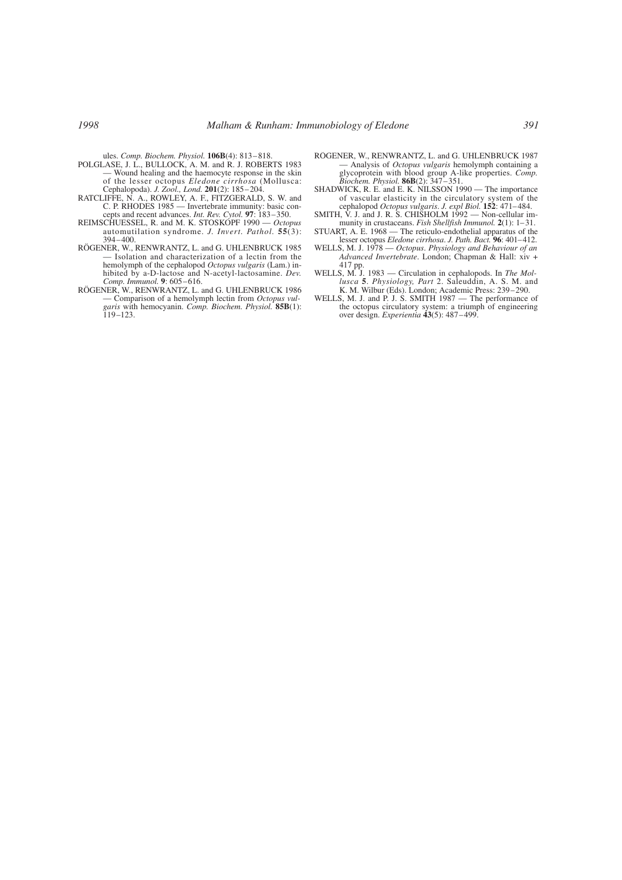ules. *Comp. Biochem. Physiol.* **106B**(4): 813–818.

POLGLASE, J. L., BULLOCK, A. M. and R. J. ROBERTS 1983 — Wound healing and the haemocyte response in the skin of the lesser octopus *Eledone cirrhosa* (Mollusca: Cephalopoda). *J. Zool., Lond.* **201**(2): 185–204.

RATCLIFFE, N. A., ROWLEY, A. F., FITZGERALD, S. W. and C. P. RHODES 1985 — Invertebrate immunity: basic concepts and recent advances. *Int. Rev. Cytol.* **97**: 183–350.

REIMSCHUESSEL, R. and M. K. STOSKOPF 1990 — *Octopus* automutilation syndrome. *J. Invert. Pathol.* **55**(3): 394–400.

RÖGENER, W., RENWRANTZ, L. and G. UHLENBRUCK 1985 — Isolation and characterization of a lectin from the hemolymph of the cephalopod *Octopus vulgaris* (Lam.) inhibited by a-D-lactose and N-acetyl-lactosamine. *Dev. Comp. Immunol.* **9**: 605–616.

RÖGENER, W., RENWRANTZ, L. and G. UHLENBRUCK 1986 — Comparison of a hemolymph lectin from *Octopus vulgaris* with hemocyanin. *Comp. Biochem. Physiol.* **85B**(1): 119–123.

RÖGENER, W., RENWRANTZ, L. and G. UHLENBRUCK 1987 — Analysis of *Octopus vulgaris* hemolymph containing a glycoprotein with blood group A-like properties. *Comp. Biochem. Physiol.* **86B**(2): 347–351.

SHADWICK, R. E. and E. K. NILSSON 1990 — The importance of vascular elasticity in the circulatory system of the cephalopod *Octopus vulgaris*. *J. expl Biol.* **152**: 471–484.

SMITH, V. J. and J. R. S. CHISHOLM 1992 — Non-cellular immunity in crustaceans. *Fish Shellfish Immunol.* **2**(1): 1–31.

STUART, A. E. 1968 — The reticulo-endothelial apparatus of the lesser octopus *Eledone cirrhosa*. *J. Path. Bact.* **96**: 401–412.

WELLS, M. J. 1978 — *Octopus. Physiology and Behaviour of an Advanced Invertebrate*. London; Chapman & Hall: xiv + 417 pp.

WELLS, M. J. 1983 — Circulation in cephalopods. In *The Mollusca* **5**. *Physiology, Part* 2. Saleuddin, A. S. M. and K. M. Wilbur (Eds). London; Academic Press: 239–290.

WELLS, M. J. and P. J. S. SMITH 1987 — The performance of the octopus circulatory system: a triumph of engineering over design. *Experientia* **43**(5): 487–499.